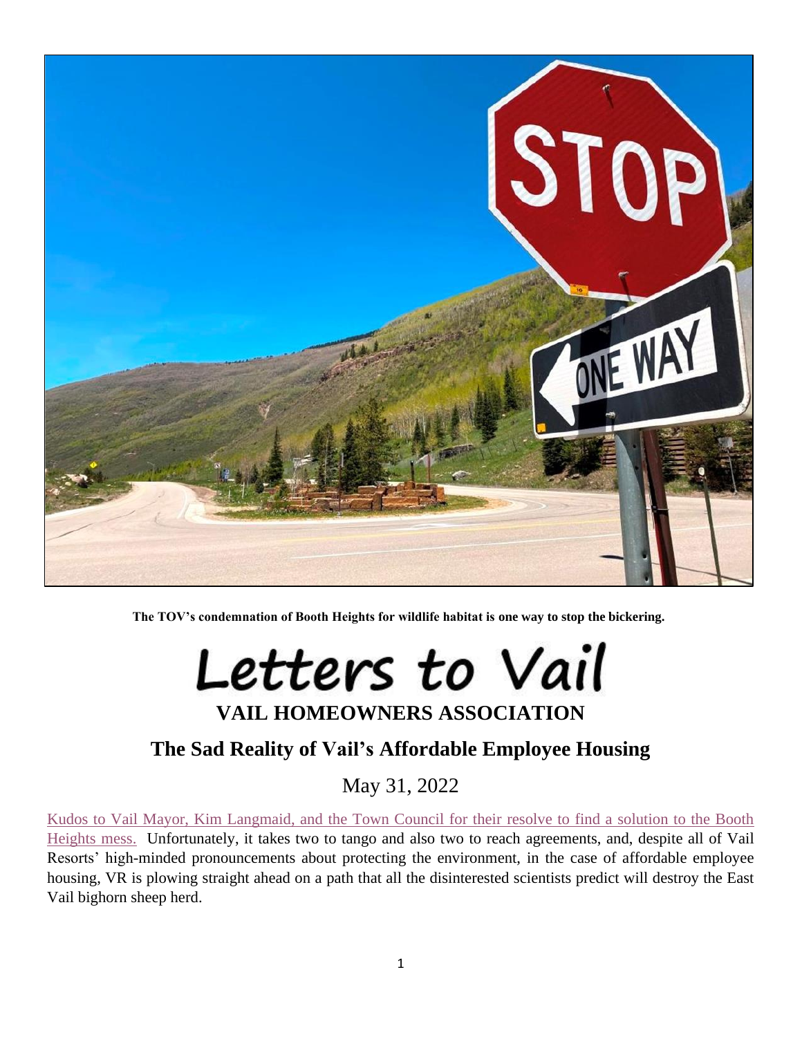**The TOV's condemnation of Booth Heights for wildlife habitat is one way to stop the bickering.**

# Letters to Vail

## VAIL HOMEOWNERS ASSOCIATION

## The Sad Reality of Vail's Affordable Employee Housing

May 31, 2022

Kudos to Vail Mayor, Kim Langmaid, and the Town Council for their resolve to find a solution to the Booth Heights mess. Unfortunately, it takes two to tango and also two to reach agreements, and, despite all of Vail Resorts' high-minded pronouncements about protecting the environment, in the case of affordable employee housing, VR is plowing straight ahead on a path that all the disinterested scientists predict will destroy the East Vail bighorn sheep herd.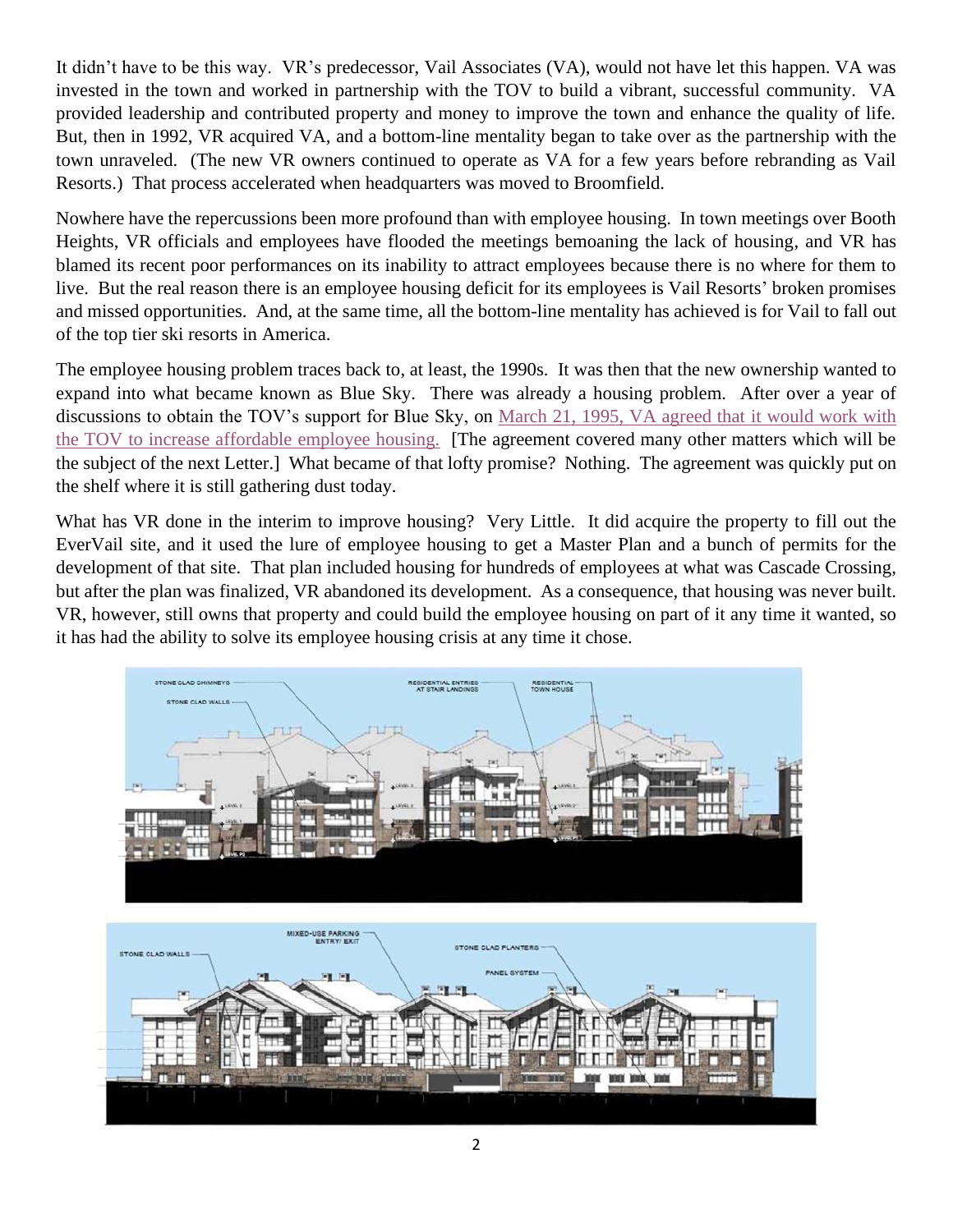It didn't have to be this way. VR's predecessor, Vail Associates (VA), would not have let this happen. VA was invested in the town and worked in partnership with the TOV to build a vibrant, successful community. VA provided leadership and contributed property and money to improve the town and enhance the quality of life. But, then in 1992, VR acquired VA, and a bottom-line mentality began to take over as the partnership with the town unraveled. (The new VR owners continued to operate as VA for a few years before rebranding as Vail Resorts.) That process accelerated when headquarters was moved to Broomfield.

Nowhere have the repercussions been more profound than with employee housing. In town meetings over Booth Heights, VR officials and employees have flooded the meetings bemoaning the lack of housing, and VR has blamed its recent poor performances on its inability to attract employees because there is no where for them to live. But the real reason there is an employee housing deficit for its employees is Vail Resorts' broken promises and missed opportunities. And, at the same time, all the bottom-line mentality has achieved is for Vail to fall out of the top tier ski resorts in America.

The employee housing problem traces back to, at least, the 1990s. It was then that the new ownership wanted to expand into what became known as Blue Sky. There was already a housing problem. After over a year of discussions to obtain the TOV's support for Blue Sky, on March 21, 1995, VA agreed that it would work with the TOV to increase affordable employee housing. [The agreement covered many other matters which will be the subject of the next Letter.] What became of that lofty promise? Nothing. The agreement was quickly put on the shelf where it is still gathering dust today.

What has VR done in the interim to improve housing? Very Little. It did acquire the property to fill out the EverVail site, and it used the lure of employee housing to get a Master Plan and a bunch of permits for the development of that site. That plan included housing for hundreds of employees at what was Cascade Crossing, but after the plan was finalized, VR abandoned its development. As a consequence, that housing was never built. VR, however, still owns that property and could build the employee housing on part of it any time it wanted, so it has had the ability to solve its employee housing crisis at any time it chose.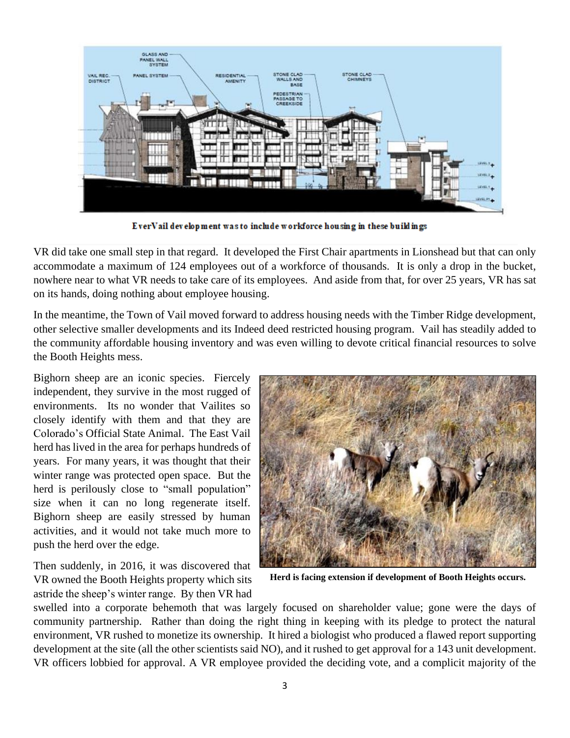EverVail development was to include workforce housing in these buildings

VR did take one small step in that regard. It developed the First Chair apartments in Lionshead but that can only accommodate a maximum of 124 employees out of a workforce of thousands. It is only a drop in the bucket, nowhere near to what VR needs to take care of its employees. And aside from that, for over 25 years, VR has sat on its hands, doing nothing about employee housing.

In the meantime, the Town of Vail moved forward to address housing needs with the Timber Ridge development, other selective smaller developments and its Indeed deed restricted housing program. Vail has steadily added to the community affordable housing inventory and was even willing to devote critical financial resources to solve the Booth Heights mess.

Bighorn sheep are an iconic species. Fiercely independent, they survive in the most rugged of environments. Its no wonder that Vailites so closely identify with them and that they are Colorado's Official State Animal. The East Vail herd has lived in the area for perhaps hundreds of years. For many years, it was thought that their winter range was protected open space. But the herd is perilously close to "small population" size when it can no long regenerate itself. Bighorn sheep are easily stressed by human activities, and it would not take much more to push the herd over the edge.

**Herd is facing extension if development of Booth Heights occurs.**

Then suddenly, in 2016, it was discovered that VR owned the Booth Heights property which sits astride the sheep's winter range. By then VR had swelled into a corporate behemoth that was largely focused on shareholder value; gone were the days of community partnership. Rather than doing the right thing in keeping with its pledge to protect the natural environment, VR rushed to monetize its ownership. It hired a biologist who produced a flawed report supporting development at the site (all the other scientists said NO), and it rushed to get approval for a 143 unit development. VR officers lobbied for approval. A VR employee provided the deciding vote, and a complicit majority of the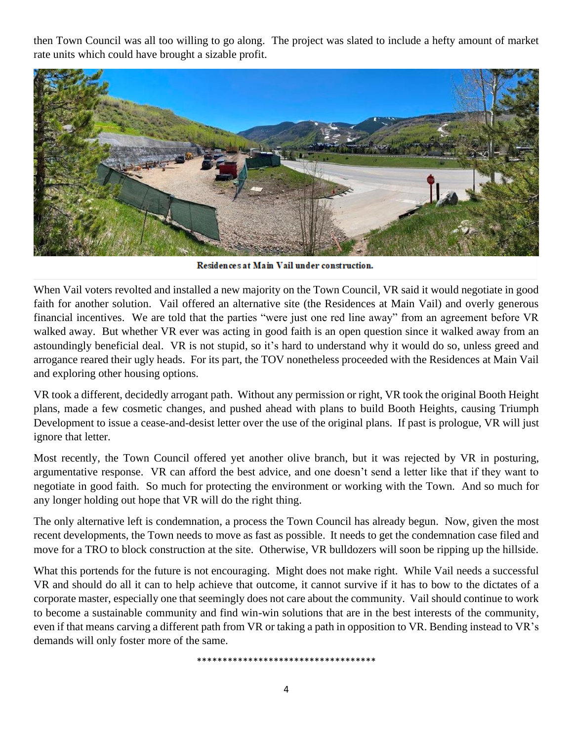then Town Council was all too willing to go along. The project was slated to include a hefty amount of market rate units which could have brought a sizable profit.

**Residences at Main Vail under construction.**

When Vail voters revolted and installed a new majority on the Town Council, VR said it would negotiate in good faith for another solution. Vail offered an alternative site (the Residences at Main Vail) and overly generous financial incentives. We are told that the parties "were just one red line away" from an agreement before VR walked away. But whether VR ever was acting in good faith is an open question since it walked away from an astoundingly beneficial deal. VR is not stupid, so it's hard to understand why it would do so, unless greed and arrogance reared their ugly heads. For its part, the TOV nonetheless proceeded with the Residences at Main Vail and exploring other housing options.

VR took a different, decidedly arrogant path. Without any permission or right, VR took the original Booth Height plans, made a few cosmetic changes, and pushed ahead with plans to build Booth Heights, causing Triumph Development to issue a cease-and-desist letter over the use of the original plans. If past is prologue, VR will just ignore that letter.

Most recently, the Town Council offered yet another olive branch, but it was rejected by VR in posturing, argumentative response. VR can afford the best advice, and one doesn't send a letter like that if they want to negotiate in good faith. So much for protecting the environment or working with the Town. And so much for any longer holding out hope that VR will do the right thing.

The only alternative left is condemnation, a process the Town Council has already begun. Now, given the most recent developments, the Town needs to move as fast as possible. It needs to get the condemnation case filed and move for a TRO to block construction at the site. Otherwise, VR bulldozers will soon be ripping up the hillside.

What this portends for the future is not encouraging. Might does not make right. While Vail needs a successful VR and should do all it can to help achieve that outcome, it cannot survive if it has to bow to the dictates of a corporate master, especially one that seemingly does not care about the community. Vail should continue to work to become a sustainable community and find win-win solutions that are in the best interests of the community, even if that means carving a different path from VR or taking a path in opposition to VR. Bending instead to VR's demands will only foster more of the same.

***********************************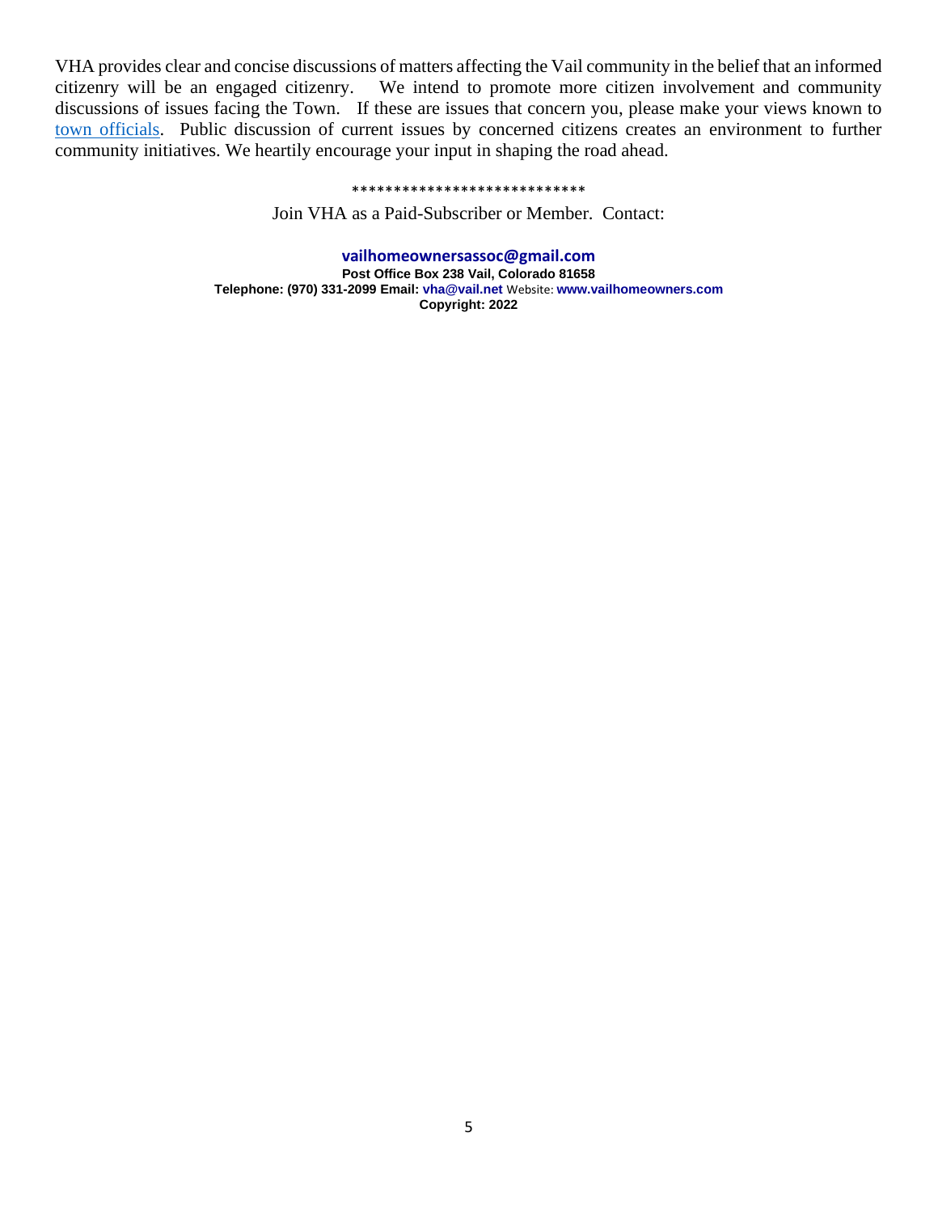VHA provides clear and concise discussions of matters affecting the Vail community in the belief that an informed citizenry will be an engaged citizenry. We intend to promote more citizen involvement and community discussions of issues facing the Town. If these are issues that concern you, please make your views known to town officials. Public discussion of current issues by concerned citizens creates an environment to further community initiatives. We heartily encourage your input in shaping the road ahead.

****************************

Join VHA as a Paid-Subscriber or Member. Contact:

**vailhomeownersassoc@gmail.com**

**Post Office Box 238 Vail, Colorado 81658**

**Telephone: (970) 331-2099 Email: vha@vail.net** Website: **www.vailhomeowners.com**

**Copyright: 2022**